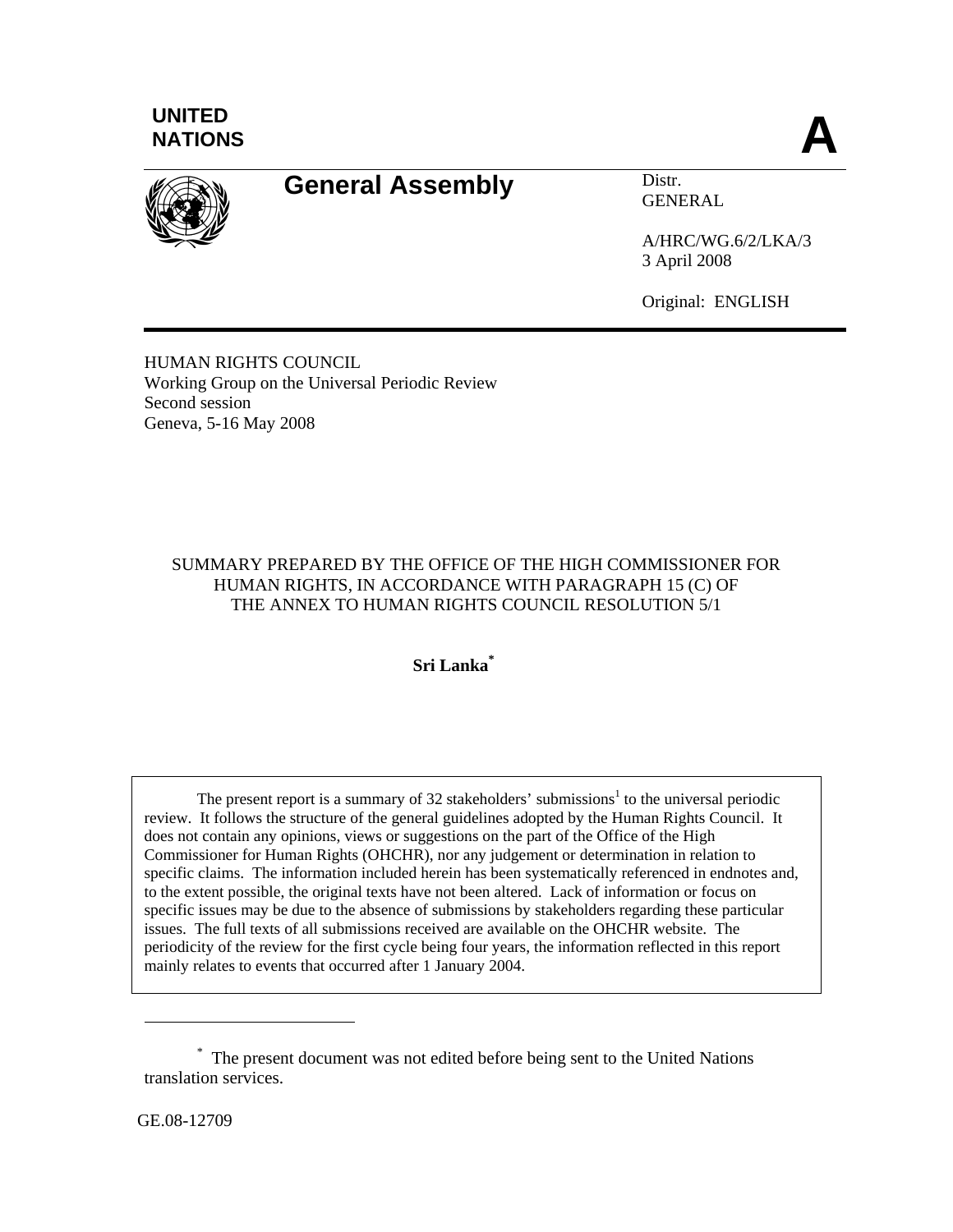UNITED NATIONS

**A**

# General Assembly

Distr.
GENERAL

A/HRC/WG.6/2/LKA/3
3 April 2008

Original: ENGLISH

HUMAN RIGHTS COUNCIL
Working Group on the Universal Periodic Review
Second session
Geneva, 5-16 May 2008

SUMMARY PREPARED BY THE OFFICE OF THE HIGH COMMISSIONER FOR HUMAN RIGHTS, IN ACCORDANCE WITH PARAGRAPH 15 (C) OF THE ANNEX TO HUMAN RIGHTS COUNCIL RESOLUTION 5/1

**Sri Lanka***

The present report is a summary of 32 stakeholders' submissions[1] to the universal periodic review. It follows the structure of the general guidelines adopted by the Human Rights Council. It does not contain any opinions, views or suggestions on the part of the Office of the High Commissioner for Human Rights (OHCHR), nor any judgement or determination in relation to specific claims. The information included herein has been systematically referenced in endnotes and, to the extent possible, the original texts have not been altered. Lack of information or focus on specific issues may be due to the absence of submissions by stakeholders regarding these particular issues. The full texts of all submissions received are available on the OHCHR website. The periodicity of the review for the first cycle being four years, the information reflected in this report mainly relates to events that occurred after 1 January 2004.

---

* The present document was not edited before being sent to the United Nations translation services.

GE.08-12709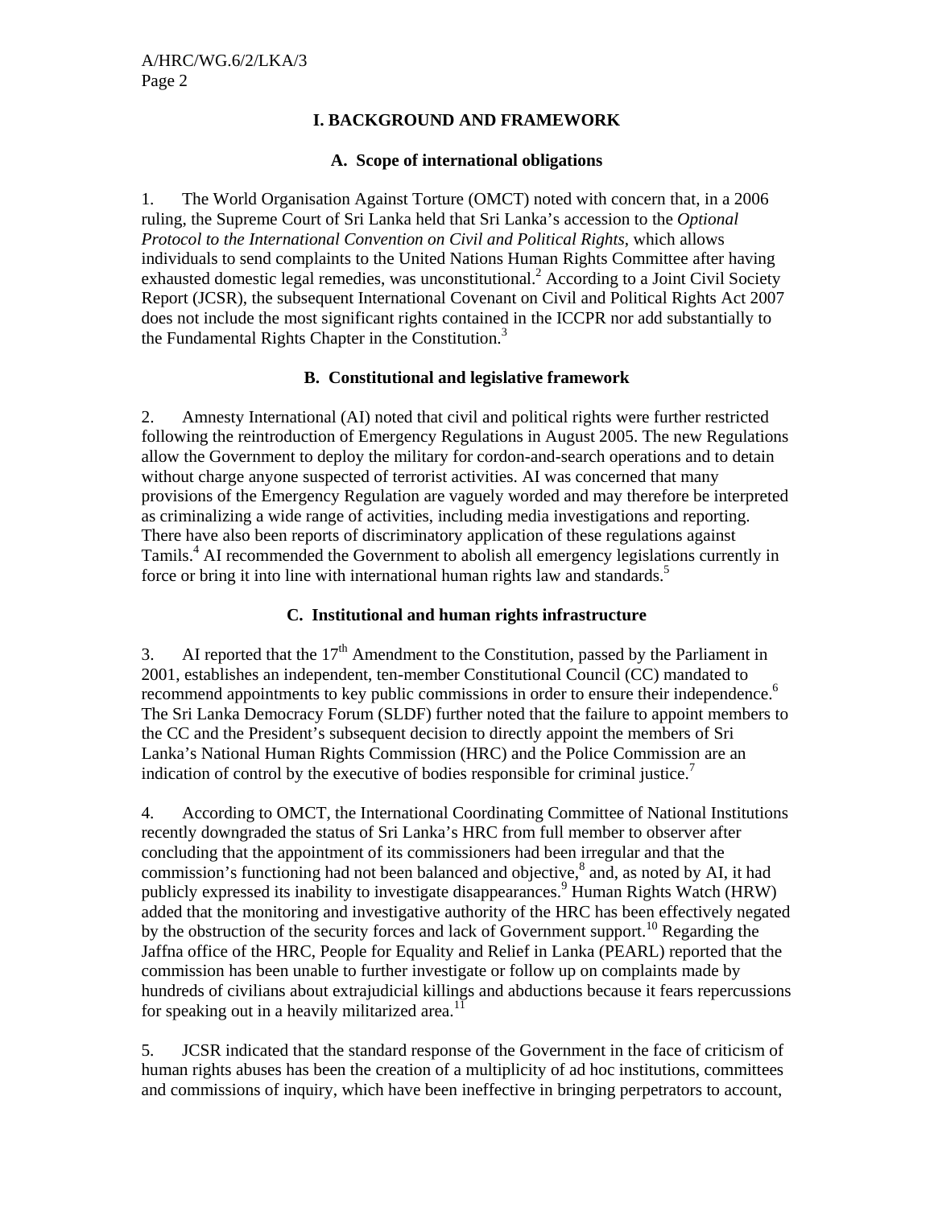## I. BACKGROUND AND FRAMEWORK

### A. Scope of international obligations

1. The World Organisation Against Torture (OMCT) noted with concern that, in a 2006 ruling, the Supreme Court of Sri Lanka held that Sri Lanka's accession to the *Optional Protocol to the International Convention on Civil and Political Rights*, which allows individuals to send complaints to the United Nations Human Rights Committee after having exhausted domestic legal remedies, was unconstitutional.[2] According to a Joint Civil Society Report (JCSR), the subsequent International Covenant on Civil and Political Rights Act 2007 does not include the most significant rights contained in the ICCPR nor add substantially to the Fundamental Rights Chapter in the Constitution.[3]

### B. Constitutional and legislative framework

2. Amnesty International (AI) noted that civil and political rights were further restricted following the reintroduction of Emergency Regulations in August 2005. The new Regulations allow the Government to deploy the military for cordon-and-search operations and to detain without charge anyone suspected of terrorist activities. AI was concerned that many provisions of the Emergency Regulation are vaguely worded and may therefore be interpreted as criminalizing a wide range of activities, including media investigations and reporting. There have also been reports of discriminatory application of these regulations against Tamils.[4] AI recommended the Government to abolish all emergency legislations currently in force or bring it into line with international human rights law and standards.[5]

### C. Institutional and human rights infrastructure

3. AI reported that the 17th Amendment to the Constitution, passed by the Parliament in 2001, establishes an independent, ten-member Constitutional Council (CC) mandated to recommend appointments to key public commissions in order to ensure their independence.[6] The Sri Lanka Democracy Forum (SLDF) further noted that the failure to appoint members to the CC and the President's subsequent decision to directly appoint the members of Sri Lanka's National Human Rights Commission (HRC) and the Police Commission are an indication of control by the executive of bodies responsible for criminal justice.[7]

4. According to OMCT, the International Coordinating Committee of National Institutions recently downgraded the status of Sri Lanka's HRC from full member to observer after concluding that the appointment of its commissioners had been irregular and that the commission's functioning had not been balanced and objective,[8] and, as noted by AI, it had publicly expressed its inability to investigate disappearances.[9] Human Rights Watch (HRW) added that the monitoring and investigative authority of the HRC has been effectively negated by the obstruction of the security forces and lack of Government support.[10] Regarding the Jaffna office of the HRC, People for Equality and Relief in Lanka (PEARL) reported that the commission has been unable to further investigate or follow up on complaints made by hundreds of civilians about extrajudicial killings and abductions because it fears repercussions for speaking out in a heavily militarized area.[11]

5. JCSR indicated that the standard response of the Government in the face of criticism of human rights abuses has been the creation of a multiplicity of ad hoc institutions, committees and commissions of inquiry, which have been ineffective in bringing perpetrators to account,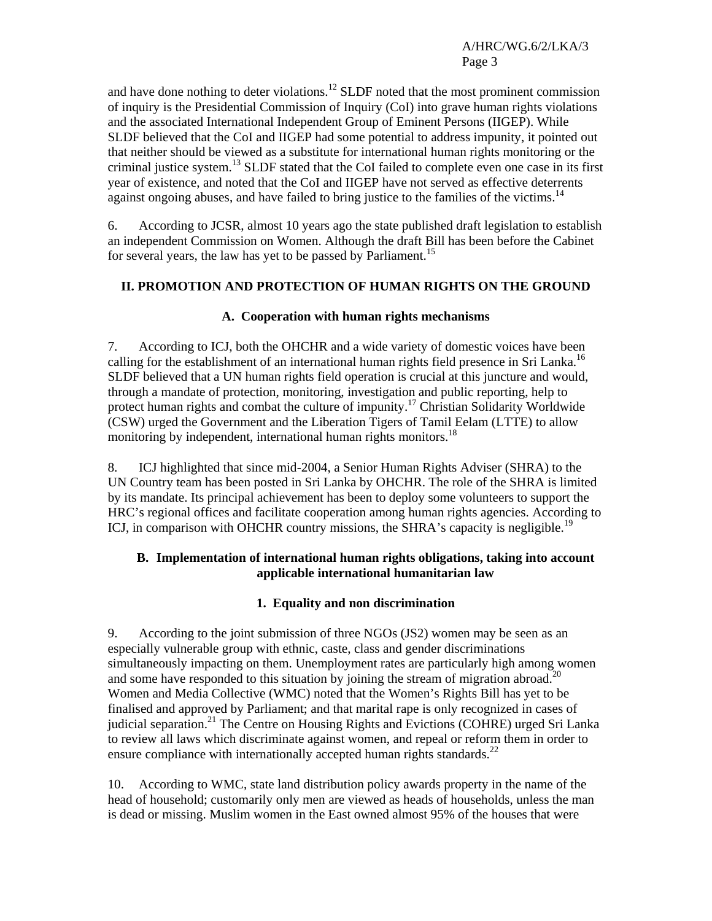and have done nothing to deter violations.[12] SLDF noted that the most prominent commission of inquiry is the Presidential Commission of Inquiry (CoI) into grave human rights violations and the associated International Independent Group of Eminent Persons (IIGEP). While SLDF believed that the CoI and IIGEP had some potential to address impunity, it pointed out that neither should be viewed as a substitute for international human rights monitoring or the criminal justice system.[13] SLDF stated that the CoI failed to complete even one case in its first year of existence, and noted that the CoI and IIGEP have not served as effective deterrents against ongoing abuses, and have failed to bring justice to the families of the victims.[14]

6. According to JCSR, almost 10 years ago the state published draft legislation to establish an independent Commission on Women. Although the draft Bill has been before the Cabinet for several years, the law has yet to be passed by Parliament.[15]

## II. PROMOTION AND PROTECTION OF HUMAN RIGHTS ON THE GROUND

### A. Cooperation with human rights mechanisms

7. According to ICJ, both the OHCHR and a wide variety of domestic voices have been calling for the establishment of an international human rights field presence in Sri Lanka.[16] SLDF believed that a UN human rights field operation is crucial at this juncture and would, through a mandate of protection, monitoring, investigation and public reporting, help to protect human rights and combat the culture of impunity.[17] Christian Solidarity Worldwide (CSW) urged the Government and the Liberation Tigers of Tamil Eelam (LTTE) to allow monitoring by independent, international human rights monitors.[18]

8. ICJ highlighted that since mid-2004, a Senior Human Rights Adviser (SHRA) to the UN Country team has been posted in Sri Lanka by OHCHR. The role of the SHRA is limited by its mandate. Its principal achievement has been to deploy some volunteers to support the HRC's regional offices and facilitate cooperation among human rights agencies. According to ICJ, in comparison with OHCHR country missions, the SHRA's capacity is negligible.[19]

### B. Implementation of international human rights obligations, taking into account applicable international humanitarian law

#### 1. Equality and non discrimination

9. According to the joint submission of three NGOs (JS2) women may be seen as an especially vulnerable group with ethnic, caste, class and gender discriminations simultaneously impacting on them. Unemployment rates are particularly high among women and some have responded to this situation by joining the stream of migration abroad.[20] Women and Media Collective (WMC) noted that the Women's Rights Bill has yet to be finalised and approved by Parliament; and that marital rape is only recognized in cases of judicial separation.[21] The Centre on Housing Rights and Evictions (COHRE) urged Sri Lanka to review all laws which discriminate against women, and repeal or reform them in order to ensure compliance with internationally accepted human rights standards.[22]

10. According to WMC, state land distribution policy awards property in the name of the head of household; customarily only men are viewed as heads of households, unless the man is dead or missing. Muslim women in the East owned almost 95% of the houses that were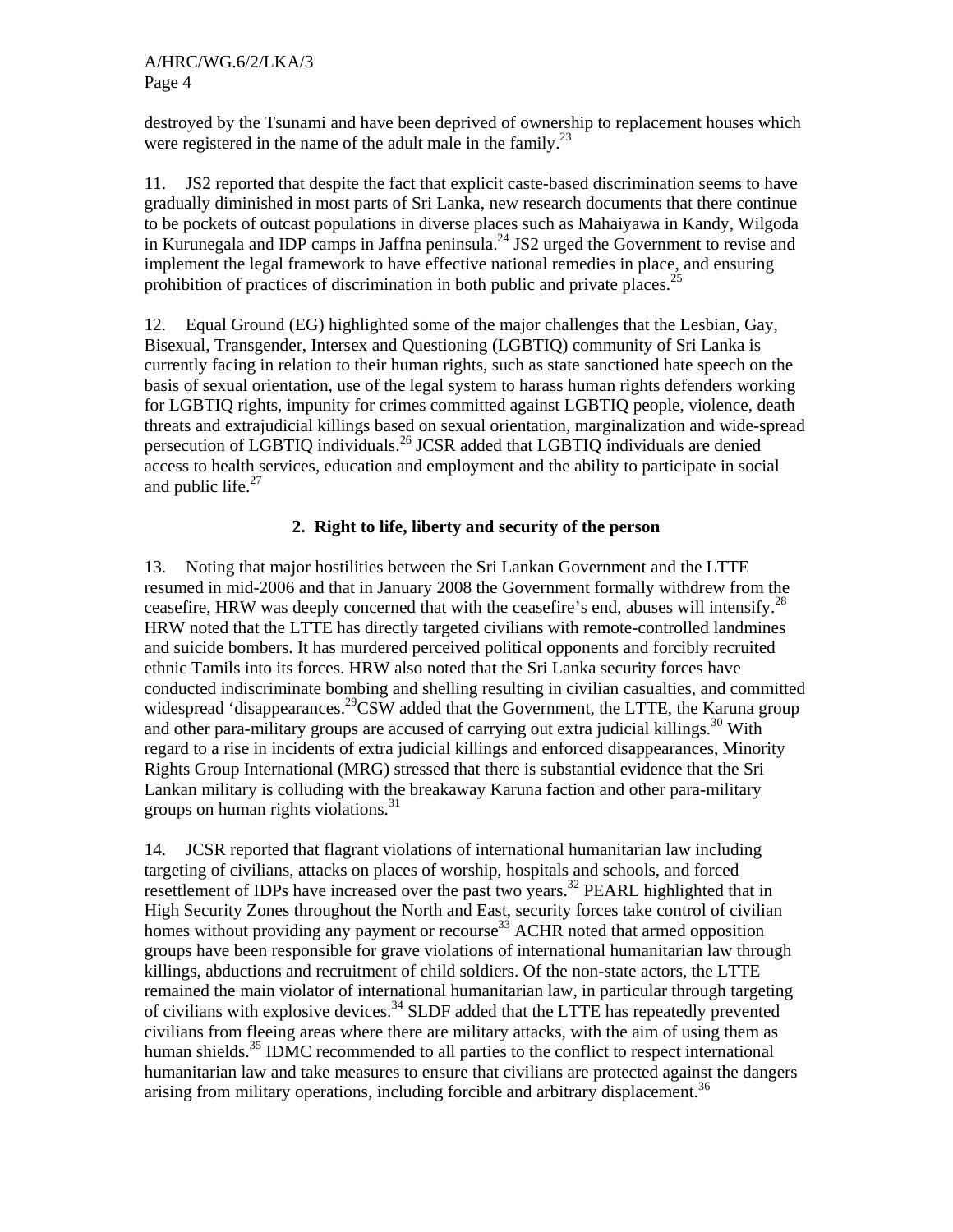destroyed by the Tsunami and have been deprived of ownership to replacement houses which were registered in the name of the adult male in the family.[23]

11. JS2 reported that despite the fact that explicit caste-based discrimination seems to have gradually diminished in most parts of Sri Lanka, new research documents that there continue to be pockets of outcast populations in diverse places such as Mahaiyawa in Kandy, Wilgoda in Kurunegala and IDP camps in Jaffna peninsula.[24] JS2 urged the Government to revise and implement the legal framework to have effective national remedies in place, and ensuring prohibition of practices of discrimination in both public and private places.[25]

12. Equal Ground (EG) highlighted some of the major challenges that the Lesbian, Gay, Bisexual, Transgender, Intersex and Questioning (LGBTIQ) community of Sri Lanka is currently facing in relation to their human rights, such as state sanctioned hate speech on the basis of sexual orientation, use of the legal system to harass human rights defenders working for LGBTIQ rights, impunity for crimes committed against LGBTIQ people, violence, death threats and extrajudicial killings based on sexual orientation, marginalization and wide-spread persecution of LGBTIQ individuals.[26] JCSR added that LGBTIQ individuals are denied access to health services, education and employment and the ability to participate in social and public life.[27]

### 2. Right to life, liberty and security of the person

13. Noting that major hostilities between the Sri Lankan Government and the LTTE resumed in mid-2006 and that in January 2008 the Government formally withdrew from the ceasefire, HRW was deeply concerned that with the ceasefire's end, abuses will intensify.[28] HRW noted that the LTTE has directly targeted civilians with remote-controlled landmines and suicide bombers. It has murdered perceived political opponents and forcibly recruited ethnic Tamils into its forces. HRW also noted that the Sri Lanka security forces have conducted indiscriminate bombing and shelling resulting in civilian casualties, and committed widespread 'disappearances.[29]CSW added that the Government, the LTTE, the Karuna group and other para-military groups are accused of carrying out extra judicial killings.[30] With regard to a rise in incidents of extra judicial killings and enforced disappearances, Minority Rights Group International (MRG) stressed that there is substantial evidence that the Sri Lankan military is colluding with the breakaway Karuna faction and other para-military groups on human rights violations.[31]

14. JCSR reported that flagrant violations of international humanitarian law including targeting of civilians, attacks on places of worship, hospitals and schools, and forced resettlement of IDPs have increased over the past two years.[32] PEARL highlighted that in High Security Zones throughout the North and East, security forces take control of civilian homes without providing any payment or recourse[33] ACHR noted that armed opposition groups have been responsible for grave violations of international humanitarian law through killings, abductions and recruitment of child soldiers. Of the non-state actors, the LTTE remained the main violator of international humanitarian law, in particular through targeting of civilians with explosive devices.[34] SLDF added that the LTTE has repeatedly prevented civilians from fleeing areas where there are military attacks, with the aim of using them as human shields.[35] IDMC recommended to all parties to the conflict to respect international humanitarian law and take measures to ensure that civilians are protected against the dangers arising from military operations, including forcible and arbitrary displacement.[36]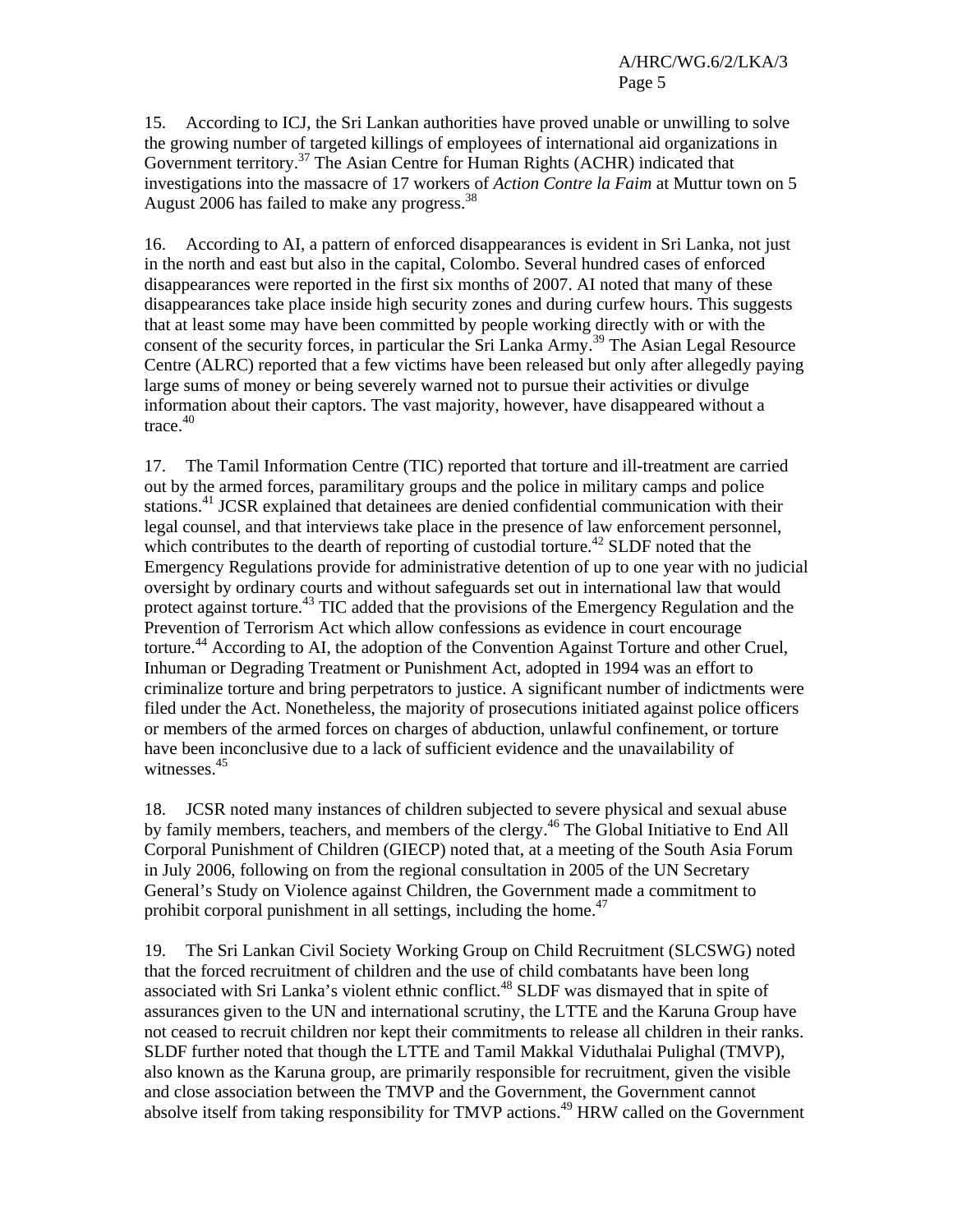15. According to ICJ, the Sri Lankan authorities have proved unable or unwilling to solve the growing number of targeted killings of employees of international aid organizations in Government territory.[37] The Asian Centre for Human Rights (ACHR) indicated that investigations into the massacre of 17 workers of *Action Contre la Faim* at Muttur town on 5 August 2006 has failed to make any progress.[38]

16. According to AI, a pattern of enforced disappearances is evident in Sri Lanka, not just in the north and east but also in the capital, Colombo. Several hundred cases of enforced disappearances were reported in the first six months of 2007. AI noted that many of these disappearances take place inside high security zones and during curfew hours. This suggests that at least some may have been committed by people working directly with or with the consent of the security forces, in particular the Sri Lanka Army.[39] The Asian Legal Resource Centre (ALRC) reported that a few victims have been released but only after allegedly paying large sums of money or being severely warned not to pursue their activities or divulge information about their captors. The vast majority, however, have disappeared without a trace.[40]

17. The Tamil Information Centre (TIC) reported that torture and ill-treatment are carried out by the armed forces, paramilitary groups and the police in military camps and police stations.[41] JCSR explained that detainees are denied confidential communication with their legal counsel, and that interviews take place in the presence of law enforcement personnel, which contributes to the dearth of reporting of custodial torture.[42] SLDF noted that the Emergency Regulations provide for administrative detention of up to one year with no judicial oversight by ordinary courts and without safeguards set out in international law that would protect against torture.[43] TIC added that the provisions of the Emergency Regulation and the Prevention of Terrorism Act which allow confessions as evidence in court encourage torture.[44] According to AI, the adoption of the Convention Against Torture and other Cruel, Inhuman or Degrading Treatment or Punishment Act, adopted in 1994 was an effort to criminalize torture and bring perpetrators to justice. A significant number of indictments were filed under the Act. Nonetheless, the majority of prosecutions initiated against police officers or members of the armed forces on charges of abduction, unlawful confinement, or torture have been inconclusive due to a lack of sufficient evidence and the unavailability of witnesses.[45]

18. JCSR noted many instances of children subjected to severe physical and sexual abuse by family members, teachers, and members of the clergy.[46] The Global Initiative to End All Corporal Punishment of Children (GIECP) noted that, at a meeting of the South Asia Forum in July 2006, following on from the regional consultation in 2005 of the UN Secretary General's Study on Violence against Children, the Government made a commitment to prohibit corporal punishment in all settings, including the home.[47]

19. The Sri Lankan Civil Society Working Group on Child Recruitment (SLCSWG) noted that the forced recruitment of children and the use of child combatants have been long associated with Sri Lanka's violent ethnic conflict.[48] SLDF was dismayed that in spite of assurances given to the UN and international scrutiny, the LTTE and the Karuna Group have not ceased to recruit children nor kept their commitments to release all children in their ranks. SLDF further noted that though the LTTE and Tamil Makkal Viduthalai Pulighal (TMVP), also known as the Karuna group, are primarily responsible for recruitment, given the visible and close association between the TMVP and the Government, the Government cannot absolve itself from taking responsibility for TMVP actions.[49] HRW called on the Government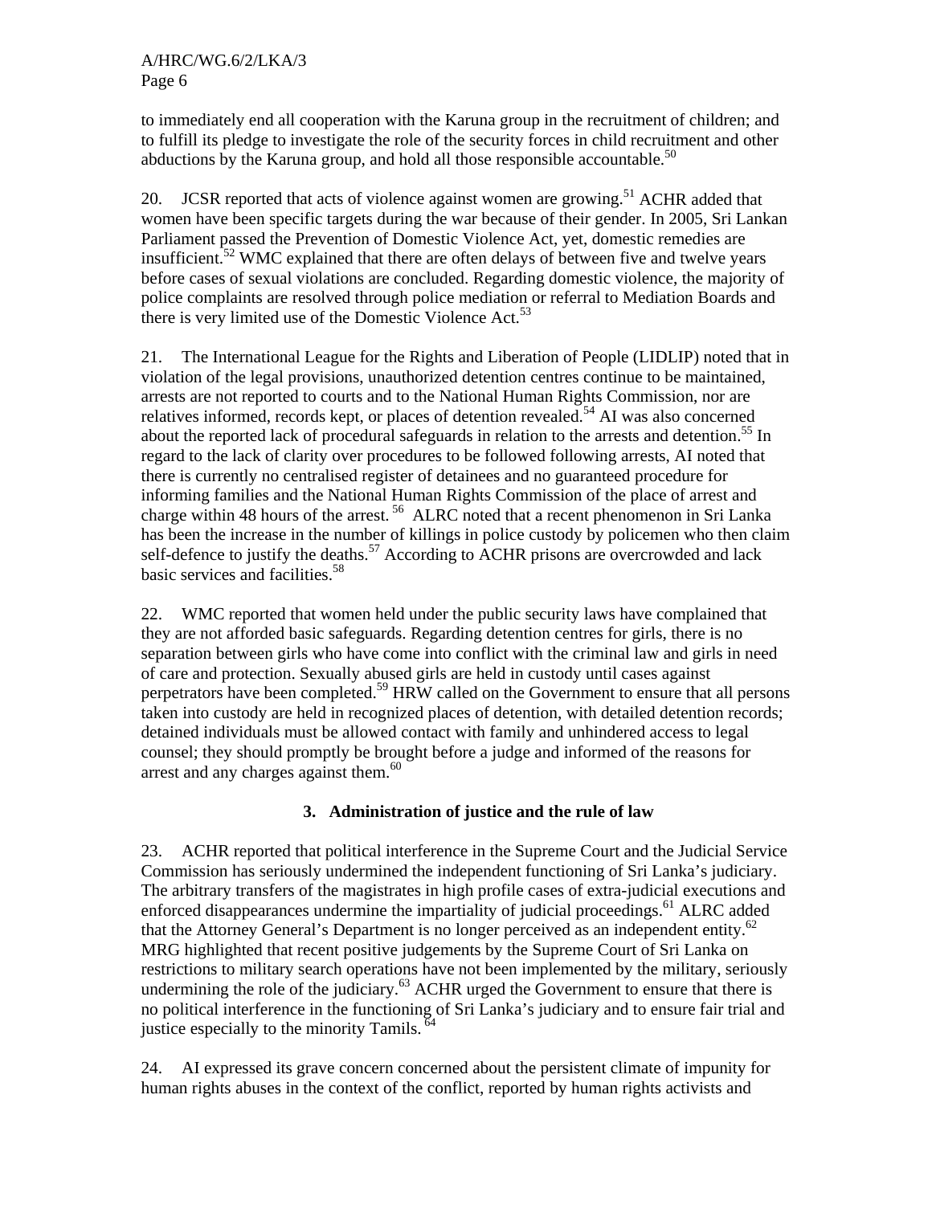to immediately end all cooperation with the Karuna group in the recruitment of children; and to fulfill its pledge to investigate the role of the security forces in child recruitment and other abductions by the Karuna group, and hold all those responsible accountable.[50]

20. JCSR reported that acts of violence against women are growing.[51] ACHR added that women have been specific targets during the war because of their gender. In 2005, Sri Lankan Parliament passed the Prevention of Domestic Violence Act, yet, domestic remedies are insufficient.[52] WMC explained that there are often delays of between five and twelve years before cases of sexual violations are concluded. Regarding domestic violence, the majority of police complaints are resolved through police mediation or referral to Mediation Boards and there is very limited use of the Domestic Violence Act.[53]

21. The International League for the Rights and Liberation of People (LIDLIP) noted that in violation of the legal provisions, unauthorized detention centres continue to be maintained, arrests are not reported to courts and to the National Human Rights Commission, nor are relatives informed, records kept, or places of detention revealed.[54] AI was also concerned about the reported lack of procedural safeguards in relation to the arrests and detention.[55] In regard to the lack of clarity over procedures to be followed following arrests, AI noted that there is currently no centralised register of detainees and no guaranteed procedure for informing families and the National Human Rights Commission of the place of arrest and charge within 48 hours of the arrest.[56] ALRC noted that a recent phenomenon in Sri Lanka has been the increase in the number of killings in police custody by policemen who then claim self-defence to justify the deaths.[57] According to ACHR prisons are overcrowded and lack basic services and facilities.[58]

22. WMC reported that women held under the public security laws have complained that they are not afforded basic safeguards. Regarding detention centres for girls, there is no separation between girls who have come into conflict with the criminal law and girls in need of care and protection. Sexually abused girls are held in custody until cases against perpetrators have been completed.[59] HRW called on the Government to ensure that all persons taken into custody are held in recognized places of detention, with detailed detention records; detained individuals must be allowed contact with family and unhindered access to legal counsel; they should promptly be brought before a judge and informed of the reasons for arrest and any charges against them.[60]

### 3. Administration of justice and the rule of law

23. ACHR reported that political interference in the Supreme Court and the Judicial Service Commission has seriously undermined the independent functioning of Sri Lanka's judiciary. The arbitrary transfers of the magistrates in high profile cases of extra-judicial executions and enforced disappearances undermine the impartiality of judicial proceedings.[61] ALRC added that the Attorney General's Department is no longer perceived as an independent entity.[62] MRG highlighted that recent positive judgements by the Supreme Court of Sri Lanka on restrictions to military search operations have not been implemented by the military, seriously undermining the role of the judiciary.[63] ACHR urged the Government to ensure that there is no political interference in the functioning of Sri Lanka's judiciary and to ensure fair trial and justice especially to the minority Tamils.[64]

24. AI expressed its grave concern concerned about the persistent climate of impunity for human rights abuses in the context of the conflict, reported by human rights activists and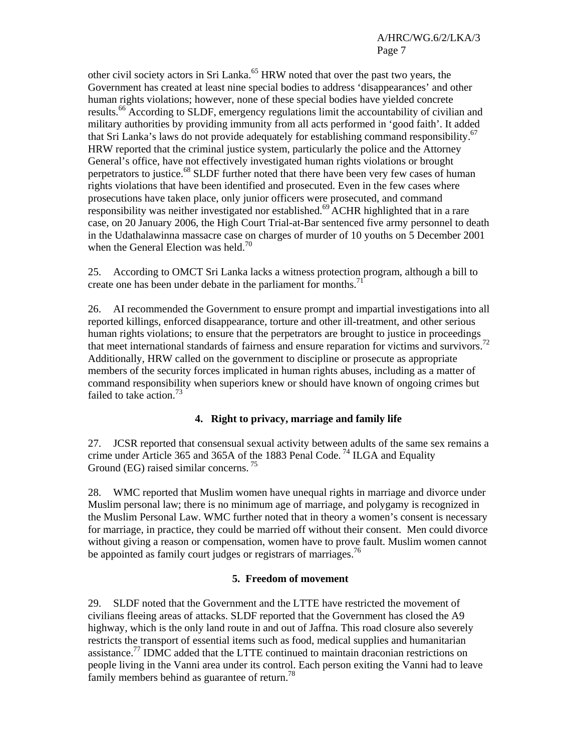other civil society actors in Sri Lanka.[65] HRW noted that over the past two years, the Government has created at least nine special bodies to address 'disappearances' and other human rights violations; however, none of these special bodies have yielded concrete results.[66] According to SLDF, emergency regulations limit the accountability of civilian and military authorities by providing immunity from all acts performed in 'good faith'. It added that Sri Lanka's laws do not provide adequately for establishing command responsibility.[67] HRW reported that the criminal justice system, particularly the police and the Attorney General's office, have not effectively investigated human rights violations or brought perpetrators to justice.[68] SLDF further noted that there have been very few cases of human rights violations that have been identified and prosecuted. Even in the few cases where prosecutions have taken place, only junior officers were prosecuted, and command responsibility was neither investigated nor established.[69] ACHR highlighted that in a rare case, on 20 January 2006, the High Court Trial-at-Bar sentenced five army personnel to death in the Udathalawinna massacre case on charges of murder of 10 youths on 5 December 2001 when the General Election was held.[70]

25. According to OMCT Sri Lanka lacks a witness protection program, although a bill to create one has been under debate in the parliament for months.[71]

26. AI recommended the Government to ensure prompt and impartial investigations into all reported killings, enforced disappearance, torture and other ill-treatment, and other serious human rights violations; to ensure that the perpetrators are brought to justice in proceedings that meet international standards of fairness and ensure reparation for victims and survivors.[72] Additionally, HRW called on the government to discipline or prosecute as appropriate members of the security forces implicated in human rights abuses, including as a matter of command responsibility when superiors knew or should have known of ongoing crimes but failed to take action.[73]

### 4. Right to privacy, marriage and family life

27. JCSR reported that consensual sexual activity between adults of the same sex remains a crime under Article 365 and 365A of the 1883 Penal Code.[74] ILGA and Equality Ground (EG) raised similar concerns.[75]

28. WMC reported that Muslim women have unequal rights in marriage and divorce under Muslim personal law; there is no minimum age of marriage, and polygamy is recognized in the Muslim Personal Law. WMC further noted that in theory a women's consent is necessary for marriage, in practice, they could be married off without their consent. Men could divorce without giving a reason or compensation, women have to prove fault. Muslim women cannot be appointed as family court judges or registrars of marriages.[76]

### 5. Freedom of movement

29. SLDF noted that the Government and the LTTE have restricted the movement of civilians fleeing areas of attacks. SLDF reported that the Government has closed the A9 highway, which is the only land route in and out of Jaffna. This road closure also severely restricts the transport of essential items such as food, medical supplies and humanitarian assistance.[77] IDMC added that the LTTE continued to maintain draconian restrictions on people living in the Vanni area under its control. Each person exiting the Vanni had to leave family members behind as guarantee of return.[78]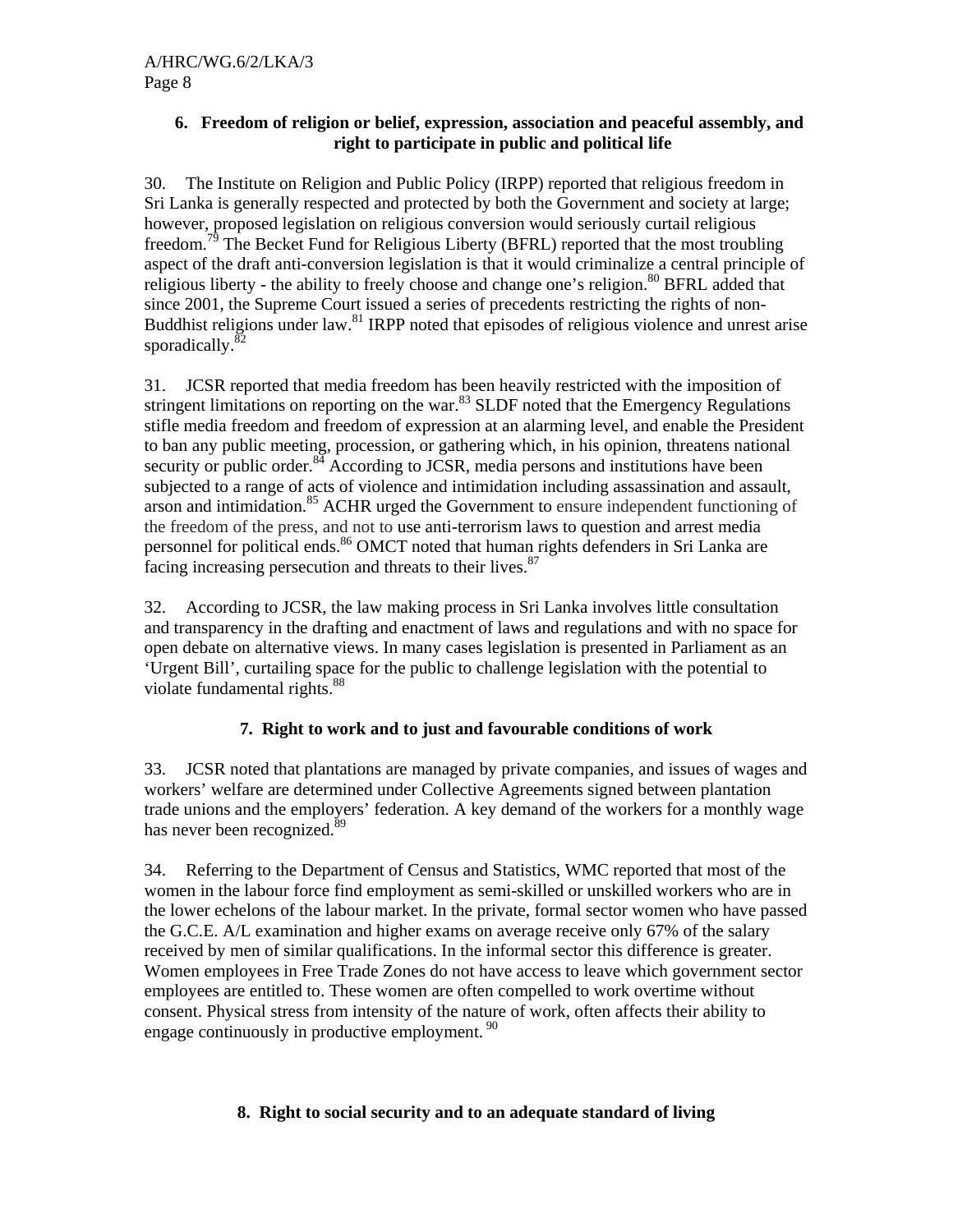### 6. Freedom of religion or belief, expression, association and peaceful assembly, and right to participate in public and political life

30. The Institute on Religion and Public Policy (IRPP) reported that religious freedom in Sri Lanka is generally respected and protected by both the Government and society at large; however, proposed legislation on religious conversion would seriously curtail religious freedom.[79] The Becket Fund for Religious Liberty (BFRL) reported that the most troubling aspect of the draft anti-conversion legislation is that it would criminalize a central principle of religious liberty - the ability to freely choose and change one's religion.[80] BFRL added that since 2001, the Supreme Court issued a series of precedents restricting the rights of non-Buddhist religions under law.[81] IRPP noted that episodes of religious violence and unrest arise sporadically.[82]

31. JCSR reported that media freedom has been heavily restricted with the imposition of stringent limitations on reporting on the war.[83] SLDF noted that the Emergency Regulations stifle media freedom and freedom of expression at an alarming level, and enable the President to ban any public meeting, procession, or gathering which, in his opinion, threatens national security or public order.[84] According to JCSR, media persons and institutions have been subjected to a range of acts of violence and intimidation including assassination and assault, arson and intimidation.[85] ACHR urged the Government to ensure independent functioning of the freedom of the press, and not to use anti-terrorism laws to question and arrest media personnel for political ends.[86] OMCT noted that human rights defenders in Sri Lanka are facing increasing persecution and threats to their lives.[87]

32. According to JCSR, the law making process in Sri Lanka involves little consultation and transparency in the drafting and enactment of laws and regulations and with no space for open debate on alternative views. In many cases legislation is presented in Parliament as an 'Urgent Bill', curtailing space for the public to challenge legislation with the potential to violate fundamental rights.[88]

### 7. Right to work and to just and favourable conditions of work

33. JCSR noted that plantations are managed by private companies, and issues of wages and workers' welfare are determined under Collective Agreements signed between plantation trade unions and the employers' federation. A key demand of the workers for a monthly wage has never been recognized.[89]

34. Referring to the Department of Census and Statistics, WMC reported that most of the women in the labour force find employment as semi-skilled or unskilled workers who are in the lower echelons of the labour market. In the private, formal sector women who have passed the G.C.E. A/L examination and higher exams on average receive only 67% of the salary received by men of similar qualifications. In the informal sector this difference is greater. Women employees in Free Trade Zones do not have access to leave which government sector employees are entitled to. These women are often compelled to work overtime without consent. Physical stress from intensity of the nature of work, often affects their ability to engage continuously in productive employment.[90]

### 8. Right to social security and to an adequate standard of living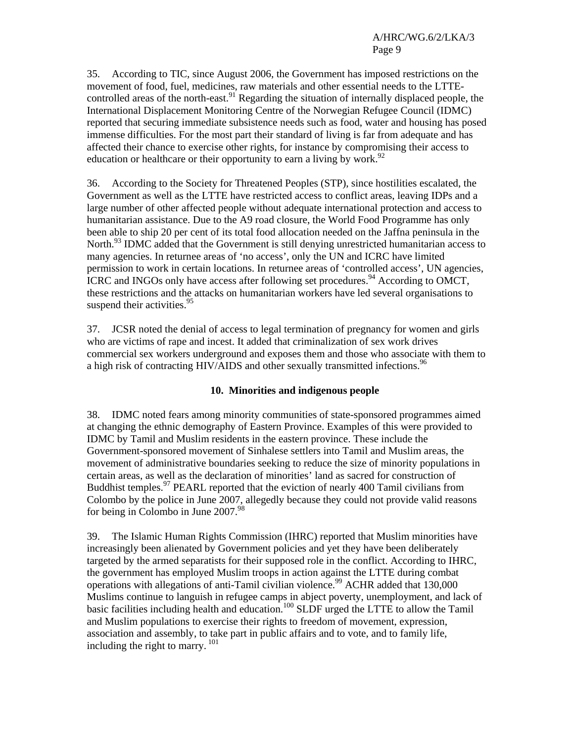35. According to TIC, since August 2006, the Government has imposed restrictions on the movement of food, fuel, medicines, raw materials and other essential needs to the LTTE-controlled areas of the north-east.[91] Regarding the situation of internally displaced people, the International Displacement Monitoring Centre of the Norwegian Refugee Council (IDMC) reported that securing immediate subsistence needs such as food, water and housing has posed immense difficulties. For the most part their standard of living is far from adequate and has affected their chance to exercise other rights, for instance by compromising their access to education or healthcare or their opportunity to earn a living by work.[92]

36. According to the Society for Threatened Peoples (STP), since hostilities escalated, the Government as well as the LTTE have restricted access to conflict areas, leaving IDPs and a large number of other affected people without adequate international protection and access to humanitarian assistance. Due to the A9 road closure, the World Food Programme has only been able to ship 20 per cent of its total food allocation needed on the Jaffna peninsula in the North.[93] IDMC added that the Government is still denying unrestricted humanitarian access to many agencies. In returnee areas of 'no access', only the UN and ICRC have limited permission to work in certain locations. In returnee areas of 'controlled access', UN agencies, ICRC and INGOs only have access after following set procedures.[94] According to OMCT, these restrictions and the attacks on humanitarian workers have led several organisations to suspend their activities.[95]

37. JCSR noted the denial of access to legal termination of pregnancy for women and girls who are victims of rape and incest. It added that criminalization of sex work drives commercial sex workers underground and exposes them and those who associate with them to a high risk of contracting HIV/AIDS and other sexually transmitted infections.[96]

### 10. Minorities and indigenous people

38. IDMC noted fears among minority communities of state-sponsored programmes aimed at changing the ethnic demography of Eastern Province. Examples of this were provided to IDMC by Tamil and Muslim residents in the eastern province. These include the Government-sponsored movement of Sinhalese settlers into Tamil and Muslim areas, the movement of administrative boundaries seeking to reduce the size of minority populations in certain areas, as well as the declaration of minorities' land as sacred for construction of Buddhist temples.[97] PEARL reported that the eviction of nearly 400 Tamil civilians from Colombo by the police in June 2007, allegedly because they could not provide valid reasons for being in Colombo in June 2007.[98]

39. The Islamic Human Rights Commission (IHRC) reported that Muslim minorities have increasingly been alienated by Government policies and yet they have been deliberately targeted by the armed separatists for their supposed role in the conflict. According to IHRC, the government has employed Muslim troops in action against the LTTE during combat operations with allegations of anti-Tamil civilian violence.[99] ACHR added that 130,000 Muslims continue to languish in refugee camps in abject poverty, unemployment, and lack of basic facilities including health and education.[100] SLDF urged the LTTE to allow the Tamil and Muslim populations to exercise their rights to freedom of movement, expression, association and assembly, to take part in public affairs and to vote, and to family life, including the right to marry.[101]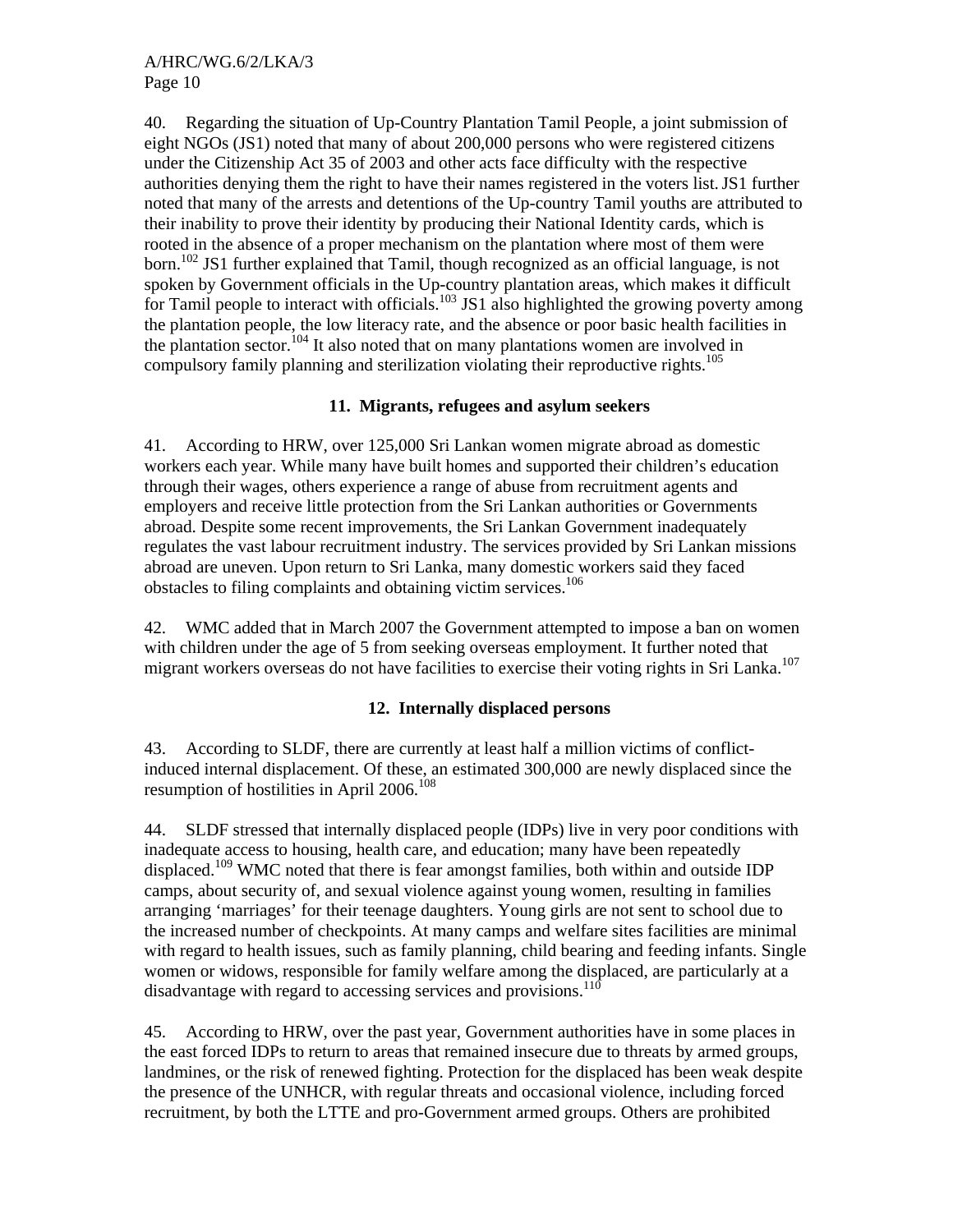40. Regarding the situation of Up-Country Plantation Tamil People, a joint submission of eight NGOs (JS1) noted that many of about 200,000 persons who were registered citizens under the Citizenship Act 35 of 2003 and other acts face difficulty with the respective authorities denying them the right to have their names registered in the voters list. JS1 further noted that many of the arrests and detentions of the Up-country Tamil youths are attributed to their inability to prove their identity by producing their National Identity cards, which is rooted in the absence of a proper mechanism on the plantation where most of them were born.[102] JS1 further explained that Tamil, though recognized as an official language, is not spoken by Government officials in the Up-country plantation areas, which makes it difficult for Tamil people to interact with officials.[103] JS1 also highlighted the growing poverty among the plantation people, the low literacy rate, and the absence or poor basic health facilities in the plantation sector.[104] It also noted that on many plantations women are involved in compulsory family planning and sterilization violating their reproductive rights.[105]

### 11. Migrants, refugees and asylum seekers

41. According to HRW, over 125,000 Sri Lankan women migrate abroad as domestic workers each year. While many have built homes and supported their children's education through their wages, others experience a range of abuse from recruitment agents and employers and receive little protection from the Sri Lankan authorities or Governments abroad. Despite some recent improvements, the Sri Lankan Government inadequately regulates the vast labour recruitment industry. The services provided by Sri Lankan missions abroad are uneven. Upon return to Sri Lanka, many domestic workers said they faced obstacles to filing complaints and obtaining victim services.[106]

42. WMC added that in March 2007 the Government attempted to impose a ban on women with children under the age of 5 from seeking overseas employment. It further noted that migrant workers overseas do not have facilities to exercise their voting rights in Sri Lanka.[107]

### 12. Internally displaced persons

43. According to SLDF, there are currently at least half a million victims of conflict-induced internal displacement. Of these, an estimated 300,000 are newly displaced since the resumption of hostilities in April 2006.[108]

44. SLDF stressed that internally displaced people (IDPs) live in very poor conditions with inadequate access to housing, health care, and education; many have been repeatedly displaced.[109] WMC noted that there is fear amongst families, both within and outside IDP camps, about security of, and sexual violence against young women, resulting in families arranging 'marriages' for their teenage daughters. Young girls are not sent to school due to the increased number of checkpoints. At many camps and welfare sites facilities are minimal with regard to health issues, such as family planning, child bearing and feeding infants. Single women or widows, responsible for family welfare among the displaced, are particularly at a disadvantage with regard to accessing services and provisions.[110]

45. According to HRW, over the past year, Government authorities have in some places in the east forced IDPs to return to areas that remained insecure due to threats by armed groups, landmines, or the risk of renewed fighting. Protection for the displaced has been weak despite the presence of the UNHCR, with regular threats and occasional violence, including forced recruitment, by both the LTTE and pro-Government armed groups. Others are prohibited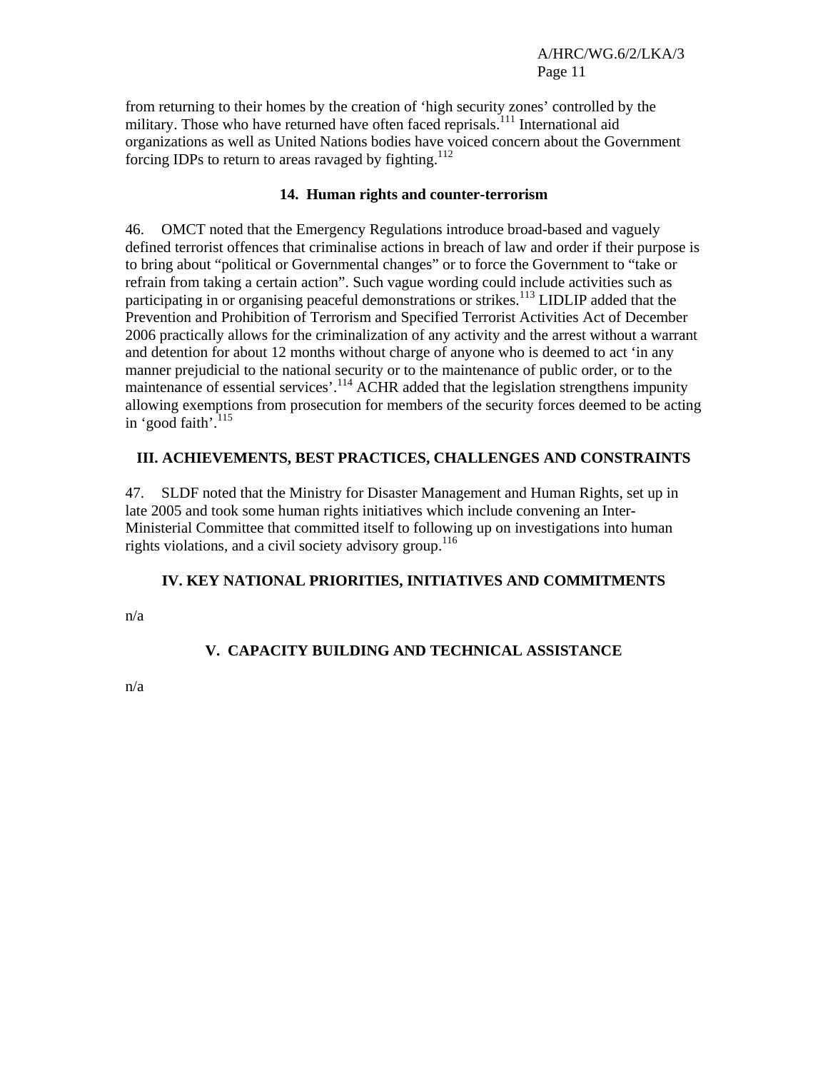from returning to their homes by the creation of 'high security zones' controlled by the military. Those who have returned have often faced reprisals.[111] International aid organizations as well as United Nations bodies have voiced concern about the Government forcing IDPs to return to areas ravaged by fighting.[112]

### 14. Human rights and counter-terrorism

46. OMCT noted that the Emergency Regulations introduce broad-based and vaguely defined terrorist offences that criminalise actions in breach of law and order if their purpose is to bring about "political or Governmental changes" or to force the Government to "take or refrain from taking a certain action". Such vague wording could include activities such as participating in or organising peaceful demonstrations or strikes.[113] LIDLIP added that the Prevention and Prohibition of Terrorism and Specified Terrorist Activities Act of December 2006 practically allows for the criminalization of any activity and the arrest without a warrant and detention for about 12 months without charge of anyone who is deemed to act 'in any manner prejudicial to the national security or to the maintenance of public order, or to the maintenance of essential services'.[114] ACHR added that the legislation strengthens impunity allowing exemptions from prosecution for members of the security forces deemed to be acting in 'good faith'.[115]

## III. ACHIEVEMENTS, BEST PRACTICES, CHALLENGES AND CONSTRAINTS

47. SLDF noted that the Ministry for Disaster Management and Human Rights, set up in late 2005 and took some human rights initiatives which include convening an Inter-Ministerial Committee that committed itself to following up on investigations into human rights violations, and a civil society advisory group.[116]

## IV. KEY NATIONAL PRIORITIES, INITIATIVES AND COMMITMENTS

n/a

## V. CAPACITY BUILDING AND TECHNICAL ASSISTANCE

n/a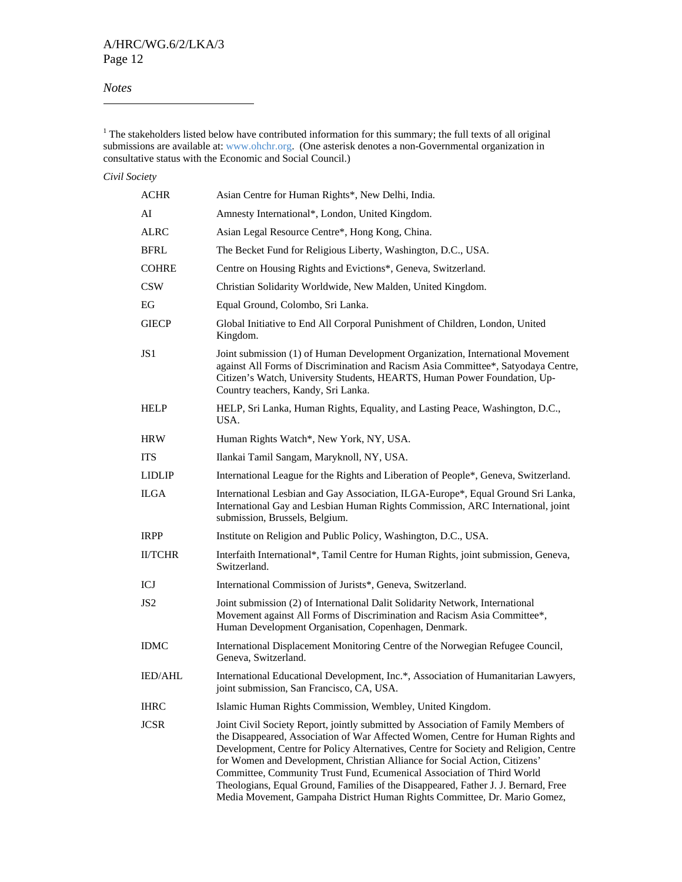*Notes*

---

[1] The stakeholders listed below have contributed information for this summary; the full texts of all original submissions are available at: www.ohchr.org. (One asterisk denotes a non-Governmental organization in consultative status with the Economic and Social Council.)

*Civil Society*

| | |
|---|---|
| ACHR | Asian Centre for Human Rights*, New Delhi, India. |
| AI | Amnesty International*, London, United Kingdom. |
| ALRC | Asian Legal Resource Centre*, Hong Kong, China. |
| BFRL | The Becket Fund for Religious Liberty, Washington, D.C., USA. |
| COHRE | Centre on Housing Rights and Evictions*, Geneva, Switzerland. |
| CSW | Christian Solidarity Worldwide, New Malden, United Kingdom. |
| EG | Equal Ground, Colombo, Sri Lanka. |
| GIECP | Global Initiative to End All Corporal Punishment of Children, London, United Kingdom. |
| JS1 | Joint submission (1) of Human Development Organization, International Movement against All Forms of Discrimination and Racism Asia Committee*, Satyodaya Centre, Citizen's Watch, University Students, HEARTS, Human Power Foundation, Up-Country teachers, Kandy, Sri Lanka. |
| HELP | HELP, Sri Lanka, Human Rights, Equality, and Lasting Peace, Washington, D.C., USA. |
| HRW | Human Rights Watch*, New York, NY, USA. |
| ITS | Ilankai Tamil Sangam, Maryknoll, NY, USA. |
| LIDLIP | International League for the Rights and Liberation of People*, Geneva, Switzerland. |
| ILGA | International Lesbian and Gay Association, ILGA-Europe*, Equal Ground Sri Lanka, International Gay and Lesbian Human Rights Commission, ARC International, joint submission, Brussels, Belgium. |
| IRPP | Institute on Religion and Public Policy, Washington, D.C., USA. |
| II/TCHR | Interfaith International*, Tamil Centre for Human Rights, joint submission, Geneva, Switzerland. |
| ICJ | International Commission of Jurists*, Geneva, Switzerland. |
| JS2 | Joint submission (2) of International Dalit Solidarity Network, International Movement against All Forms of Discrimination and Racism Asia Committee*, Human Development Organisation, Copenhagen, Denmark. |
| IDMC | International Displacement Monitoring Centre of the Norwegian Refugee Council, Geneva, Switzerland. |
| IED/AHL | International Educational Development, Inc.*, Association of Humanitarian Lawyers, joint submission, San Francisco, CA, USA. |
| IHRC | Islamic Human Rights Commission, Wembley, United Kingdom. |
| JCSR | Joint Civil Society Report, jointly submitted by Association of Family Members of the Disappeared, Association of War Affected Women, Centre for Human Rights and Development, Centre for Policy Alternatives, Centre for Society and Religion, Centre for Women and Development, Christian Alliance for Social Action, Citizens' Committee, Community Trust Fund, Ecumenical Association of Third World Theologians, Equal Ground, Families of the Disappeared, Father J. J. Bernard, Free Media Movement, Gampaha District Human Rights Committee, Dr. Mario Gomez, |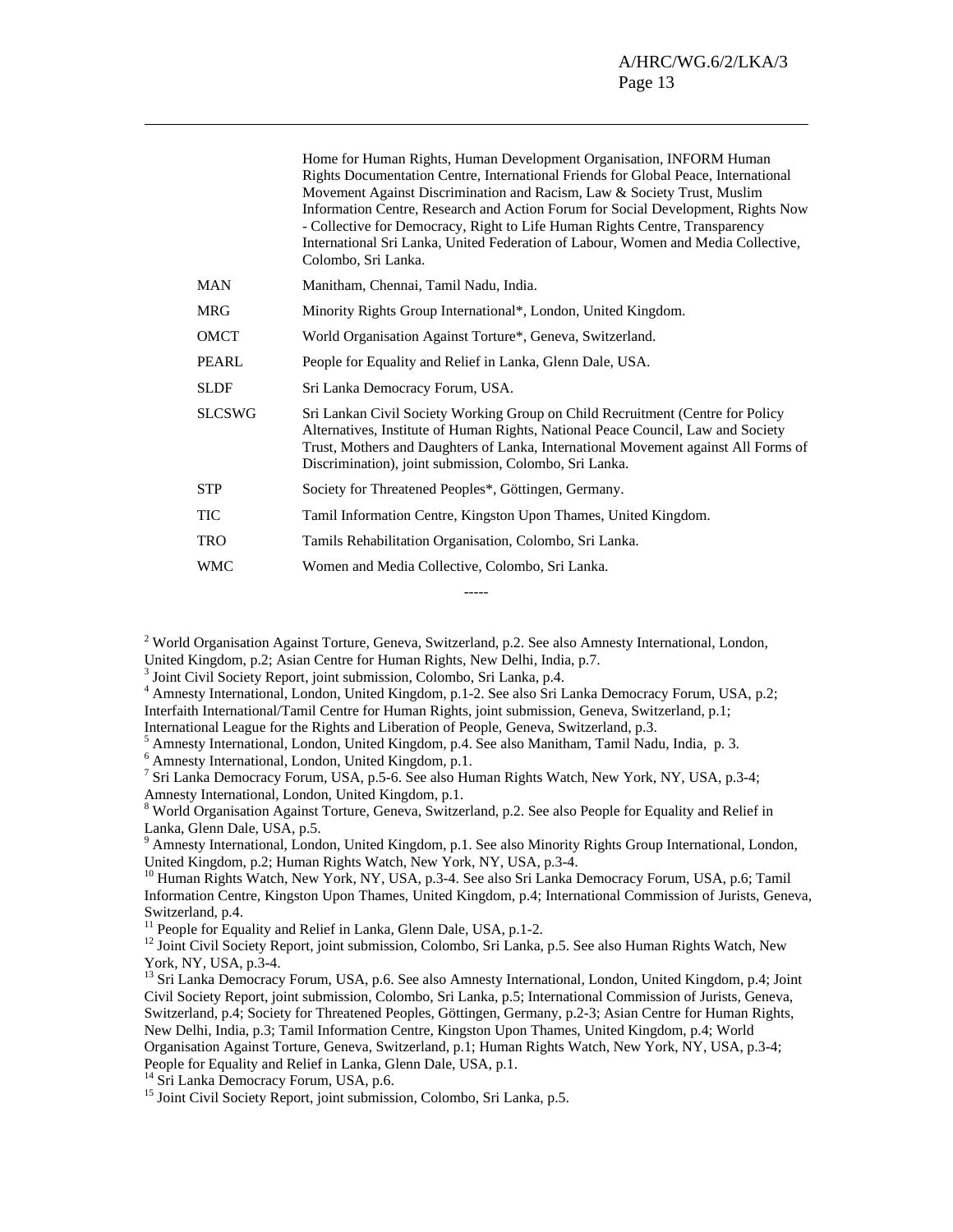| | |
|---|---|
| | Home for Human Rights, Human Development Organisation, INFORM Human Rights Documentation Centre, International Friends for Global Peace, International Movement Against Discrimination and Racism, Law & Society Trust, Muslim Information Centre, Research and Action Forum for Social Development, Rights Now - Collective for Democracy, Right to Life Human Rights Centre, Transparency International Sri Lanka, United Federation of Labour, Women and Media Collective, Colombo, Sri Lanka. |
| MAN | Manitham, Chennai, Tamil Nadu, India. |
| MRG | Minority Rights Group International*, London, United Kingdom. |
| OMCT | World Organisation Against Torture*, Geneva, Switzerland. |
| PEARL | People for Equality and Relief in Lanka, Glenn Dale, USA. |
| SLDF | Sri Lanka Democracy Forum, USA. |
| SLCSWG | Sri Lankan Civil Society Working Group on Child Recruitment (Centre for Policy Alternatives, Institute of Human Rights, National Peace Council, Law and Society Trust, Mothers and Daughters of Lanka, International Movement against All Forms of Discrimination), joint submission, Colombo, Sri Lanka. |
| STP | Society for Threatened Peoples*, Göttingen, Germany. |
| TIC | Tamil Information Centre, Kingston Upon Thames, United Kingdom. |
| TRO | Tamils Rehabilitation Organisation, Colombo, Sri Lanka. |
| WMC | Women and Media Collective, Colombo, Sri Lanka. |

-----

[2] World Organisation Against Torture, Geneva, Switzerland, p.2. See also Amnesty International, London, United Kingdom, p.2; Asian Centre for Human Rights, New Delhi, India, p.7.

[3] Joint Civil Society Report, joint submission, Colombo, Sri Lanka, p.4.

[4] Amnesty International, London, United Kingdom, p.1-2. See also Sri Lanka Democracy Forum, USA, p.2; Interfaith International/Tamil Centre for Human Rights, joint submission, Geneva, Switzerland, p.1; International League for the Rights and Liberation of People, Geneva, Switzerland, p.3.

[5] Amnesty International, London, United Kingdom, p.4. See also Manitham, Tamil Nadu, India, p. 3.

[6] Amnesty International, London, United Kingdom, p.1.

[7] Sri Lanka Democracy Forum, USA, p.5-6. See also Human Rights Watch, New York, NY, USA, p.3-4; Amnesty International, London, United Kingdom, p.1.

[8] World Organisation Against Torture, Geneva, Switzerland, p.2. See also People for Equality and Relief in Lanka, Glenn Dale, USA, p.5.

[9] Amnesty International, London, United Kingdom, p.1. See also Minority Rights Group International, London, United Kingdom, p.2; Human Rights Watch, New York, NY, USA, p.3-4.

[10] Human Rights Watch, New York, NY, USA, p.3-4. See also Sri Lanka Democracy Forum, USA, p.6; Tamil Information Centre, Kingston Upon Thames, United Kingdom, p.4; International Commission of Jurists, Geneva, Switzerland, p.4.

[11] People for Equality and Relief in Lanka, Glenn Dale, USA, p.1-2.

[12] Joint Civil Society Report, joint submission, Colombo, Sri Lanka, p.5. See also Human Rights Watch, New York, NY, USA, p.3-4.

[13] Sri Lanka Democracy Forum, USA, p.6. See also Amnesty International, London, United Kingdom, p.4; Joint Civil Society Report, joint submission, Colombo, Sri Lanka, p.5; International Commission of Jurists, Geneva, Switzerland, p.4; Society for Threatened Peoples, Göttingen, Germany, p.2-3; Asian Centre for Human Rights, New Delhi, India, p.3; Tamil Information Centre, Kingston Upon Thames, United Kingdom, p.4; World Organisation Against Torture, Geneva, Switzerland, p.1; Human Rights Watch, New York, NY, USA, p.3-4; People for Equality and Relief in Lanka, Glenn Dale, USA, p.1.

[14] Sri Lanka Democracy Forum, USA, p.6.

[15] Joint Civil Society Report, joint submission, Colombo, Sri Lanka, p.5.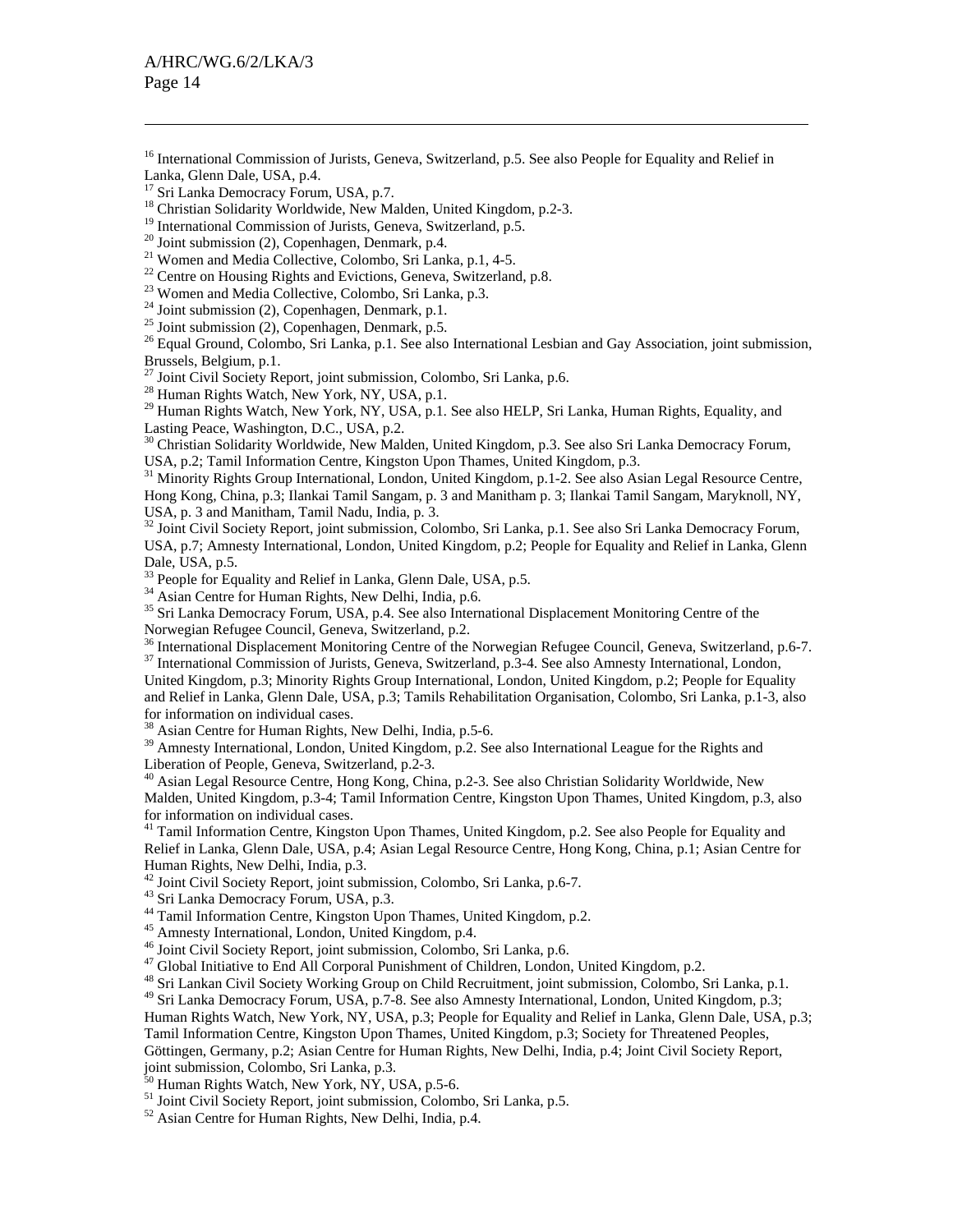[16] International Commission of Jurists, Geneva, Switzerland, p.5. See also People for Equality and Relief in Lanka, Glenn Dale, USA, p.4.

[17] Sri Lanka Democracy Forum, USA, p.7.

[18] Christian Solidarity Worldwide, New Malden, United Kingdom, p.2-3.

[19] International Commission of Jurists, Geneva, Switzerland, p.5.

[20] Joint submission (2), Copenhagen, Denmark, p.4.

[21] Women and Media Collective, Colombo, Sri Lanka, p.1, 4-5.

[22] Centre on Housing Rights and Evictions, Geneva, Switzerland, p.8.

[23] Women and Media Collective, Colombo, Sri Lanka, p.3.

[24] Joint submission (2), Copenhagen, Denmark, p.1.

[25] Joint submission (2), Copenhagen, Denmark, p.5.

[26] Equal Ground, Colombo, Sri Lanka, p.1. See also International Lesbian and Gay Association, joint submission, Brussels, Belgium, p.1.

[27] Joint Civil Society Report, joint submission, Colombo, Sri Lanka, p.6.

[28] Human Rights Watch, New York, NY, USA, p.1.

[29] Human Rights Watch, New York, NY, USA, p.1. See also HELP, Sri Lanka, Human Rights, Equality, and Lasting Peace, Washington, D.C., USA, p.2.

[30] Christian Solidarity Worldwide, New Malden, United Kingdom, p.3. See also Sri Lanka Democracy Forum, USA, p.2; Tamil Information Centre, Kingston Upon Thames, United Kingdom, p.3.

[31] Minority Rights Group International, London, United Kingdom, p.1-2. See also Asian Legal Resource Centre, Hong Kong, China, p.3; Ilankai Tamil Sangam, p. 3 and Manitham p. 3; Ilankai Tamil Sangam, Maryknoll, NY, USA, p. 3 and Manitham, Tamil Nadu, India, p. 3.

[32] Joint Civil Society Report, joint submission, Colombo, Sri Lanka, p.1. See also Sri Lanka Democracy Forum, USA, p.7; Amnesty International, London, United Kingdom, p.2; People for Equality and Relief in Lanka, Glenn Dale, USA, p.5.

[33] People for Equality and Relief in Lanka, Glenn Dale, USA, p.5.

[34] Asian Centre for Human Rights, New Delhi, India, p.6.

[35] Sri Lanka Democracy Forum, USA, p.4. See also International Displacement Monitoring Centre of the Norwegian Refugee Council, Geneva, Switzerland, p.2.

[36] International Displacement Monitoring Centre of the Norwegian Refugee Council, Geneva, Switzerland, p.6-7.

[37] International Commission of Jurists, Geneva, Switzerland, p.3-4. See also Amnesty International, London, United Kingdom, p.3; Minority Rights Group International, London, United Kingdom, p.2; People for Equality and Relief in Lanka, Glenn Dale, USA, p.3; Tamils Rehabilitation Organisation, Colombo, Sri Lanka, p.1-3, also for information on individual cases.

[38] Asian Centre for Human Rights, New Delhi, India, p.5-6.

[39] Amnesty International, London, United Kingdom, p.2. See also International League for the Rights and Liberation of People, Geneva, Switzerland, p.2-3.

[40] Asian Legal Resource Centre, Hong Kong, China, p.2-3. See also Christian Solidarity Worldwide, New Malden, United Kingdom, p.3-4; Tamil Information Centre, Kingston Upon Thames, United Kingdom, p.3, also for information on individual cases.

[41] Tamil Information Centre, Kingston Upon Thames, United Kingdom, p.2. See also People for Equality and Relief in Lanka, Glenn Dale, USA, p.4; Asian Legal Resource Centre, Hong Kong, China, p.1; Asian Centre for Human Rights, New Delhi, India, p.3.

[42] Joint Civil Society Report, joint submission, Colombo, Sri Lanka, p.6-7.

[43] Sri Lanka Democracy Forum, USA, p.3.

[44] Tamil Information Centre, Kingston Upon Thames, United Kingdom, p.2.

[45] Amnesty International, London, United Kingdom, p.4.

[46] Joint Civil Society Report, joint submission, Colombo, Sri Lanka, p.6.

[47] Global Initiative to End All Corporal Punishment of Children, London, United Kingdom, p.2.

[48] Sri Lankan Civil Society Working Group on Child Recruitment, joint submission, Colombo, Sri Lanka, p.1.

[49] Sri Lanka Democracy Forum, USA, p.7-8. See also Amnesty International, London, United Kingdom, p.3; Human Rights Watch, New York, NY, USA, p.3; People for Equality and Relief in Lanka, Glenn Dale, USA, p.3; Tamil Information Centre, Kingston Upon Thames, United Kingdom, p.3; Society for Threatened Peoples, Göttingen, Germany, p.2; Asian Centre for Human Rights, New Delhi, India, p.4; Joint Civil Society Report, joint submission, Colombo, Sri Lanka, p.3.

[50] Human Rights Watch, New York, NY, USA, p.5-6.

[51] Joint Civil Society Report, joint submission, Colombo, Sri Lanka, p.5.

[52] Asian Centre for Human Rights, New Delhi, India, p.4.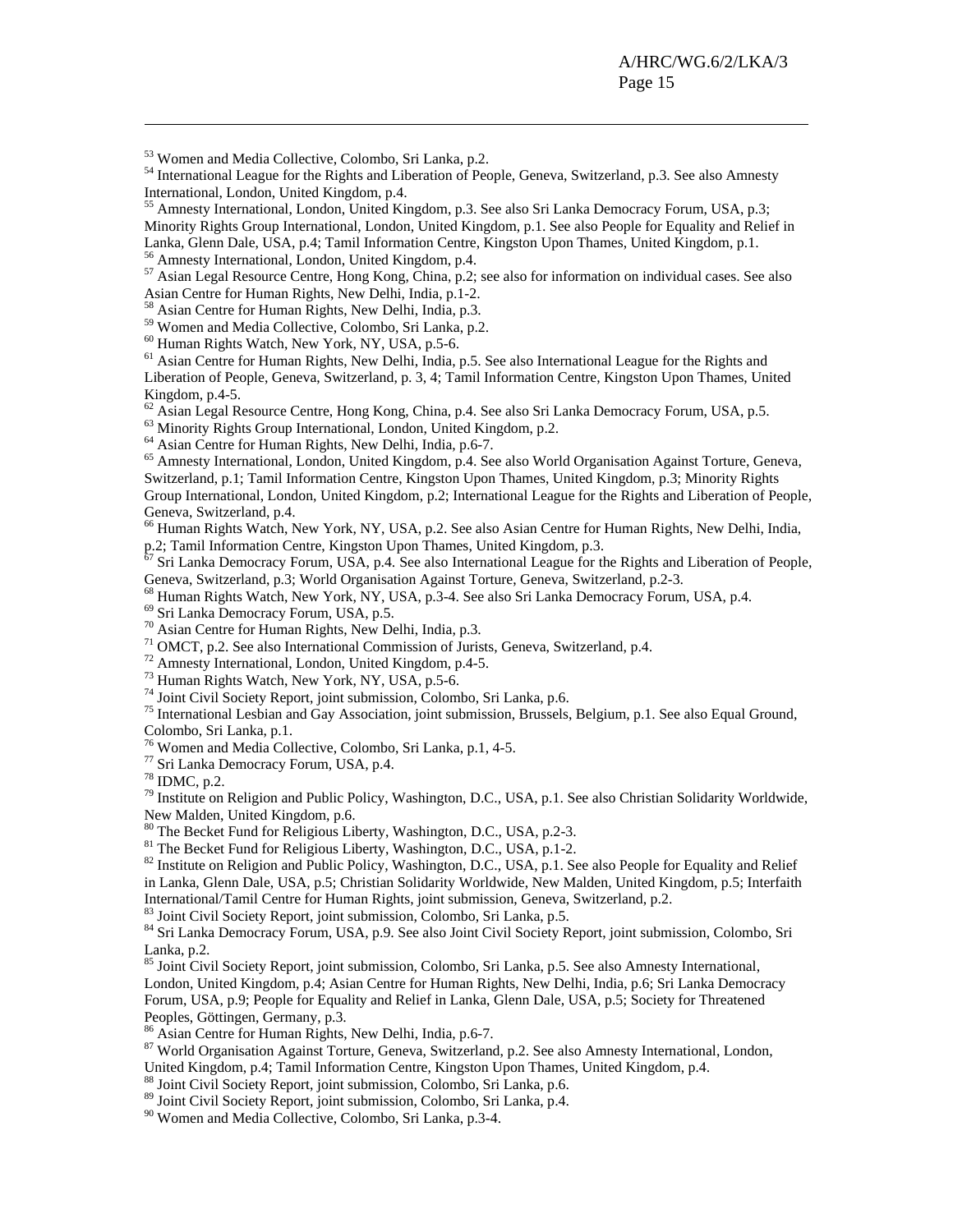[53] Women and Media Collective, Colombo, Sri Lanka, p.2.

[54] International League for the Rights and Liberation of People, Geneva, Switzerland, p.3. See also Amnesty International, London, United Kingdom, p.4.

[55] Amnesty International, London, United Kingdom, p.3. See also Sri Lanka Democracy Forum, USA, p.3; Minority Rights Group International, London, United Kingdom, p.1. See also People for Equality and Relief in Lanka, Glenn Dale, USA, p.4; Tamil Information Centre, Kingston Upon Thames, United Kingdom, p.1.

[56] Amnesty International, London, United Kingdom, p.4.

[57] Asian Legal Resource Centre, Hong Kong, China, p.2; see also for information on individual cases. See also Asian Centre for Human Rights, New Delhi, India, p.1-2.

[58] Asian Centre for Human Rights, New Delhi, India, p.3.

[59] Women and Media Collective, Colombo, Sri Lanka, p.2.

[60] Human Rights Watch, New York, NY, USA, p.5-6.

[61] Asian Centre for Human Rights, New Delhi, India, p.5. See also International League for the Rights and Liberation of People, Geneva, Switzerland, p. 3, 4; Tamil Information Centre, Kingston Upon Thames, United Kingdom, p.4-5.

[62] Asian Legal Resource Centre, Hong Kong, China, p.4. See also Sri Lanka Democracy Forum, USA, p.5.

[63] Minority Rights Group International, London, United Kingdom, p.2.

[64] Asian Centre for Human Rights, New Delhi, India, p.6-7.

[65] Amnesty International, London, United Kingdom, p.4. See also World Organisation Against Torture, Geneva, Switzerland, p.1; Tamil Information Centre, Kingston Upon Thames, United Kingdom, p.3; Minority Rights Group International, London, United Kingdom, p.2; International League for the Rights and Liberation of People, Geneva, Switzerland, p.4.

[66] Human Rights Watch, New York, NY, USA, p.2. See also Asian Centre for Human Rights, New Delhi, India, p.2; Tamil Information Centre, Kingston Upon Thames, United Kingdom, p.3.

[67] Sri Lanka Democracy Forum, USA, p.4. See also International League for the Rights and Liberation of People, Geneva, Switzerland, p.3; World Organisation Against Torture, Geneva, Switzerland, p.2-3.

[68] Human Rights Watch, New York, NY, USA, p.3-4. See also Sri Lanka Democracy Forum, USA, p.4.

[69] Sri Lanka Democracy Forum, USA, p.5.

[70] Asian Centre for Human Rights, New Delhi, India, p.3.

[71] OMCT, p.2. See also International Commission of Jurists, Geneva, Switzerland, p.4.

[72] Amnesty International, London, United Kingdom, p.4-5.

[73] Human Rights Watch, New York, NY, USA, p.5-6.

[74] Joint Civil Society Report, joint submission, Colombo, Sri Lanka, p.6.

[75] International Lesbian and Gay Association, joint submission, Brussels, Belgium, p.1. See also Equal Ground, Colombo, Sri Lanka, p.1.

[76] Women and Media Collective, Colombo, Sri Lanka, p.1, 4-5.

[77] Sri Lanka Democracy Forum, USA, p.4.

[78] IDMC, p.2.

[79] Institute on Religion and Public Policy, Washington, D.C., USA, p.1. See also Christian Solidarity Worldwide, New Malden, United Kingdom, p.6.

[80] The Becket Fund for Religious Liberty, Washington, D.C., USA, p.2-3.

[81] The Becket Fund for Religious Liberty, Washington, D.C., USA, p.1-2.

[82] Institute on Religion and Public Policy, Washington, D.C., USA, p.1. See also People for Equality and Relief in Lanka, Glenn Dale, USA, p.5; Christian Solidarity Worldwide, New Malden, United Kingdom, p.5; Interfaith International/Tamil Centre for Human Rights, joint submission, Geneva, Switzerland, p.2.

[83] Joint Civil Society Report, joint submission, Colombo, Sri Lanka, p.5.

[84] Sri Lanka Democracy Forum, USA, p.9. See also Joint Civil Society Report, joint submission, Colombo, Sri Lanka, p.2.

[85] Joint Civil Society Report, joint submission, Colombo, Sri Lanka, p.5. See also Amnesty International, London, United Kingdom, p.4; Asian Centre for Human Rights, New Delhi, India, p.6; Sri Lanka Democracy Forum, USA, p.9; People for Equality and Relief in Lanka, Glenn Dale, USA, p.5; Society for Threatened Peoples, Göttingen, Germany, p.3.

[86] Asian Centre for Human Rights, New Delhi, India, p.6-7.

[87] World Organisation Against Torture, Geneva, Switzerland, p.2. See also Amnesty International, London, United Kingdom, p.4; Tamil Information Centre, Kingston Upon Thames, United Kingdom, p.4.

[88] Joint Civil Society Report, joint submission, Colombo, Sri Lanka, p.6.

[89] Joint Civil Society Report, joint submission, Colombo, Sri Lanka, p.4.

[90] Women and Media Collective, Colombo, Sri Lanka, p.3-4.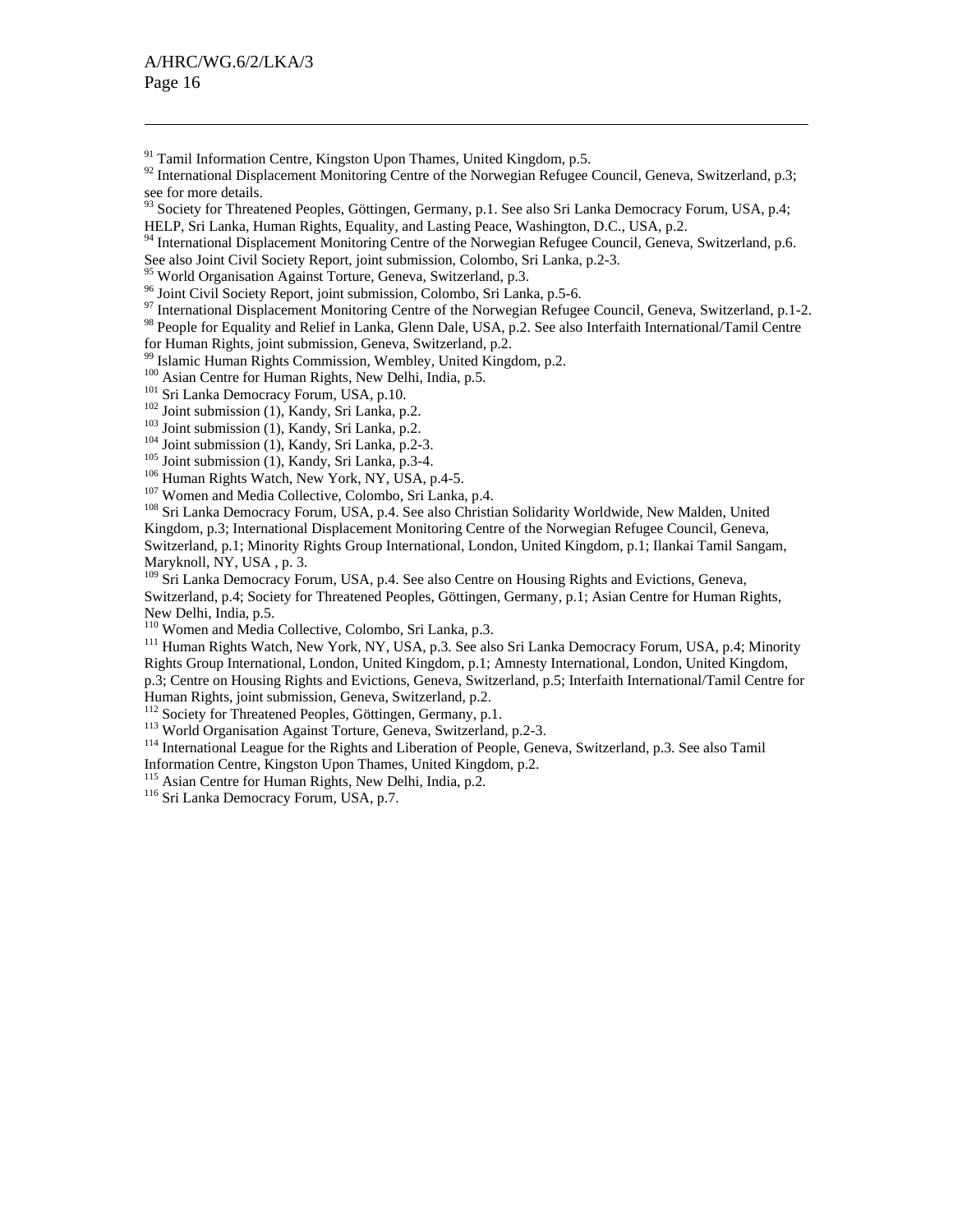[91] Tamil Information Centre, Kingston Upon Thames, United Kingdom, p.5.

[92] International Displacement Monitoring Centre of the Norwegian Refugee Council, Geneva, Switzerland, p.3; see for more details.

[93] Society for Threatened Peoples, Göttingen, Germany, p.1. See also Sri Lanka Democracy Forum, USA, p.4; HELP, Sri Lanka, Human Rights, Equality, and Lasting Peace, Washington, D.C., USA, p.2.

[94] International Displacement Monitoring Centre of the Norwegian Refugee Council, Geneva, Switzerland, p.6. See also Joint Civil Society Report, joint submission, Colombo, Sri Lanka, p.2-3.

[95] World Organisation Against Torture, Geneva, Switzerland, p.3.

[96] Joint Civil Society Report, joint submission, Colombo, Sri Lanka, p.5-6.

[97] International Displacement Monitoring Centre of the Norwegian Refugee Council, Geneva, Switzerland, p.1-2.

[98] People for Equality and Relief in Lanka, Glenn Dale, USA, p.2. See also Interfaith International/Tamil Centre for Human Rights, joint submission, Geneva, Switzerland, p.2.

[99] Islamic Human Rights Commission, Wembley, United Kingdom, p.2.

[100] Asian Centre for Human Rights, New Delhi, India, p.5.

[101] Sri Lanka Democracy Forum, USA, p.10.

[102] Joint submission (1), Kandy, Sri Lanka, p.2.

[103] Joint submission (1), Kandy, Sri Lanka, p.2.

[104] Joint submission (1), Kandy, Sri Lanka, p.2-3.

[105] Joint submission (1), Kandy, Sri Lanka, p.3-4.

[106] Human Rights Watch, New York, NY, USA, p.4-5.

[107] Women and Media Collective, Colombo, Sri Lanka, p.4.

[108] Sri Lanka Democracy Forum, USA, p.4. See also Christian Solidarity Worldwide, New Malden, United Kingdom, p.3; International Displacement Monitoring Centre of the Norwegian Refugee Council, Geneva, Switzerland, p.1; Minority Rights Group International, London, United Kingdom, p.1; Ilankai Tamil Sangam, Maryknoll, NY, USA , p. 3.

[109] Sri Lanka Democracy Forum, USA, p.4. See also Centre on Housing Rights and Evictions, Geneva, Switzerland, p.4; Society for Threatened Peoples, Göttingen, Germany, p.1; Asian Centre for Human Rights, New Delhi, India, p.5.

[110] Women and Media Collective, Colombo, Sri Lanka, p.3.

[111] Human Rights Watch, New York, NY, USA, p.3. See also Sri Lanka Democracy Forum, USA, p.4; Minority Rights Group International, London, United Kingdom, p.1; Amnesty International, London, United Kingdom, p.3; Centre on Housing Rights and Evictions, Geneva, Switzerland, p.5; Interfaith International/Tamil Centre for Human Rights, joint submission, Geneva, Switzerland, p.2.

[112] Society for Threatened Peoples, Göttingen, Germany, p.1.

[113] World Organisation Against Torture, Geneva, Switzerland, p.2-3.

[114] International League for the Rights and Liberation of People, Geneva, Switzerland, p.3. See also Tamil Information Centre, Kingston Upon Thames, United Kingdom, p.2.

[115] Asian Centre for Human Rights, New Delhi, India, p.2.

[116] Sri Lanka Democracy Forum, USA, p.7.